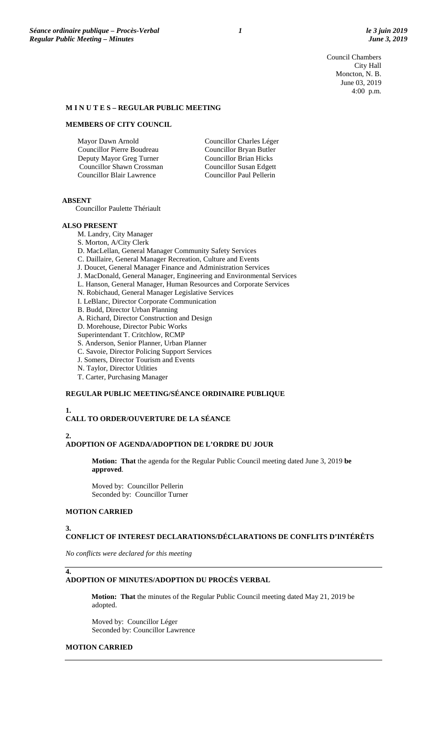Council Chambers
City Hall
Moncton, N. B.
June 03, 2019
4:00 p.m.

**M I N U T E S – REGULAR PUBLIC MEETING**

**MEMBERS OF CITY COUNCIL**

Mayor Dawn Arnold
Councillor Pierre Boudreau
Deputy Mayor Greg Turner
Councillor Shawn Crossman
Councillor Blair Lawrence
Councillor Charles Léger
Councillor Bryan Butler
Councillor Brian Hicks
Councillor Susan Edgett
Councillor Paul Pellerin

**ABSENT**

Councillor Paulette Thériault

**ALSO PRESENT**

M. Landry, City Manager
S. Morton, A/City Clerk
D. MacLellan, General Manager Community Safety Services
C. Daillaire, General Manager Recreation, Culture and Events
J. Doucet, General Manager Finance and Administration Services
J. MacDonald, General Manager, Engineering and Environmental Services
L. Hanson, General Manager, Human Resources and Corporate Services
N. Robichaud, General Manager Legislative Services
I. LeBlanc, Director Corporate Communication
B. Budd, Director Urban Planning
A. Richard, Director Construction and Design
D. Morehouse, Director Pubic Works
Superintendant T. Critchlow, RCMP
S. Anderson, Senior Planner, Urban Planner
C. Savoie, Director Policing Support Services
J. Somers, Director Tourism and Events
N. Taylor, Director Utlities
T. Carter, Purchasing Manager

**REGULAR PUBLIC MEETING/SÉANCE ORDINAIRE PUBLIQUE**

**1.**
**CALL TO ORDER/OUVERTURE DE LA SÉANCE**

**2.**
**ADOPTION OF AGENDA/ADOPTION DE L'ORDRE DU JOUR**

**Motion: That** the agenda for the Regular Public Council meeting dated June 3, 2019 **be approved**.

Moved by: Councillor Pellerin
Seconded by: Councillor Turner

**MOTION CARRIED**

**3.**
**CONFLICT OF INTEREST DECLARATIONS/DÉCLARATIONS DE CONFLITS D'INTÉRÊTS**

*No conflicts were declared for this meeting*

**4.**
**ADOPTION OF MINUTES/ADOPTION DU PROCÈS VERBAL**

**Motion: That** the minutes of the Regular Public Council meeting dated May 21, 2019 be adopted.

Moved by: Councillor Léger
Seconded by: Councillor Lawrence

**MOTION CARRIED**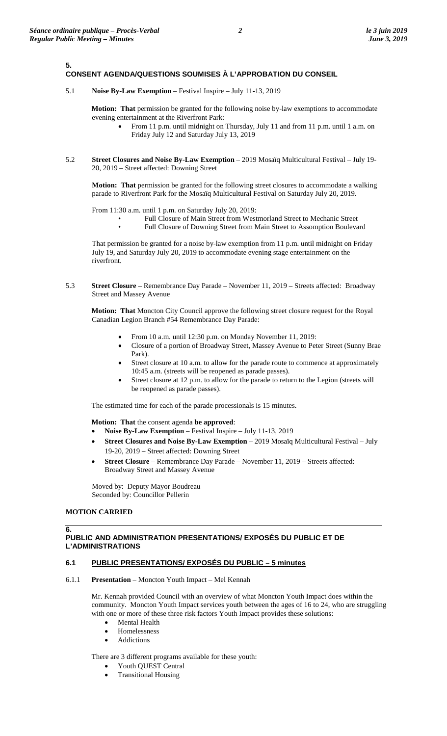## 5. CONSENT AGENDA/QUESTIONS SOUMISES À L'APPROBATION DU CONSEIL

5.1 **Noise By-Law Exemption** – Festival Inspire – July 11-13, 2019

**Motion: That** permission be granted for the following noise by-law exemptions to accommodate evening entertainment at the Riverfront Park:

- From 11 p.m. until midnight on Thursday, July 11 and from 11 p.m. until 1 a.m. on Friday July 12 and Saturday July 13, 2019

5.2 **Street Closures and Noise By-Law Exemption** – 2019 Mosaïq Multicultural Festival – July 19-20, 2019 – Street affected: Downing Street

**Motion: That** permission be granted for the following street closures to accommodate a walking parade to Riverfront Park for the Mosaïq Multicultural Festival on Saturday July 20, 2019.

From 11:30 a.m. until 1 p.m. on Saturday July 20, 2019:

- Full Closure of Main Street from Westmorland Street to Mechanic Street
- Full Closure of Downing Street from Main Street to Assomption Boulevard

That permission be granted for a noise by-law exemption from 11 p.m. until midnight on Friday July 19, and Saturday July 20, 2019 to accommodate evening stage entertainment on the riverfront.

5.3 **Street Closure** – Remembrance Day Parade – November 11, 2019 – Streets affected: Broadway Street and Massey Avenue

**Motion: That** Moncton City Council approve the following street closure request for the Royal Canadian Legion Branch #54 Remembrance Day Parade:

- From 10 a.m. until 12:30 p.m. on Monday November 11, 2019:
- Closure of a portion of Broadway Street, Massey Avenue to Peter Street (Sunny Brae Park).
- Street closure at 10 a.m. to allow for the parade route to commence at approximately 10:45 a.m. (streets will be reopened as parade passes).
- Street closure at 12 p.m. to allow for the parade to return to the Legion (streets will be reopened as parade passes).

The estimated time for each of the parade processionals is 15 minutes.

**Motion: That** the consent agenda **be approved**:

- **Noise By-Law Exemption** – Festival Inspire – July 11-13, 2019
- **Street Closures and Noise By-Law Exemption** – 2019 Mosaïq Multicultural Festival – July 19-20, 2019 – Street affected: Downing Street
- **Street Closure** – Remembrance Day Parade – November 11, 2019 – Streets affected: Broadway Street and Massey Avenue

Moved by: Deputy Mayor Boudreau
Seconded by: Councillor Pellerin

**MOTION CARRIED**

## 6. PUBLIC AND ADMINISTRATION PRESENTATIONS/ EXPOSÉS DU PUBLIC ET DE L'ADMINISTRATIONS

### 6.1 PUBLIC PRESENTATIONS/ EXPOSÉS DU PUBLIC – 5 minutes

6.1.1 **Presentation** – Moncton Youth Impact – Mel Kennah

Mr. Kennah provided Council with an overview of what Moncton Youth Impact does within the community. Moncton Youth Impact services youth between the ages of 16 to 24, who are struggling with one or more of these three risk factors Youth Impact provides these solutions:

- Mental Health
- Homelessness
- Addictions

There are 3 different programs available for these youth:

- Youth QUEST Central
- Transitional Housing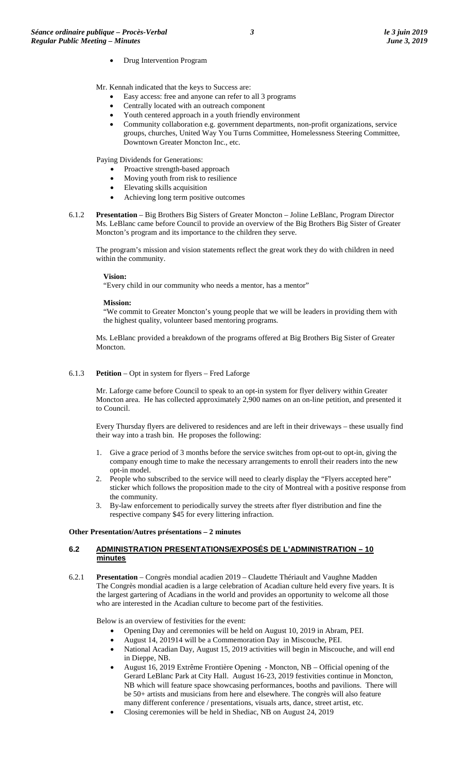- Drug Intervention Program

Mr. Kennah indicated that the keys to Success are:

- Easy access: free and anyone can refer to all 3 programs
- Centrally located with an outreach component
- Youth centered approach in a youth friendly environment
- Community collaboration e.g. government departments, non-profit organizations, service groups, churches, United Way You Turns Committee, Homelessness Steering Committee, Downtown Greater Moncton Inc., etc.

Paying Dividends for Generations:

- Proactive strength-based approach
- Moving youth from risk to resilience
- Elevating skills acquisition
- Achieving long term positive outcomes

6.1.2 **Presentation** – Big Brothers Big Sisters of Greater Moncton – Joline LeBlanc, Program Director
Ms. LeBlanc came before Council to provide an overview of the Big Brothers Big Sister of Greater Moncton's program and its importance to the children they serve.

The program's mission and vision statements reflect the great work they do with children in need within the community.

**Vision:**
"Every child in our community who needs a mentor, has a mentor"

**Mission:**
"We commit to Greater Moncton's young people that we will be leaders in providing them with the highest quality, volunteer based mentoring programs.

Ms. LeBlanc provided a breakdown of the programs offered at Big Brothers Big Sister of Greater Moncton.

6.1.3 **Petition** – Opt in system for flyers – Fred Laforge

Mr. Laforge came before Council to speak to an opt-in system for flyer delivery within Greater Moncton area. He has collected approximately 2,900 names on an on-line petition, and presented it to Council.

Every Thursday flyers are delivered to residences and are left in their driveways – these usually find their way into a trash bin. He proposes the following:

1. Give a grace period of 3 months before the service switches from opt-out to opt-in, giving the company enough time to make the necessary arrangements to enroll their readers into the new opt-in model.
2. People who subscribed to the service will need to clearly display the "Flyers accepted here" sticker which follows the proposition made to the city of Montreal with a positive response from the community.
3. By-law enforcement to periodically survey the streets after flyer distribution and fine the respective company $45 for every littering infraction.

**Other Presentation/Autres présentations – 2 minutes**

## 6.2 ADMINISTRATION PRESENTATIONS/EXPOSÉS DE L'ADMINISTRATION – 10 minutes

6.2.1 **Presentation** – Congrès mondial acadien 2019 – Claudette Thériault and Vaughne Madden
The Congrès mondial acadien is a large celebration of Acadian culture held every five years. It is the largest gartering of Acadians in the world and provides an opportunity to welcome all those who are interested in the Acadian culture to become part of the festivities.

Below is an overview of festivities for the event:

- Opening Day and ceremonies will be held on August 10, 2019 in Abram, PEI.
- August 14, 201914 will be a Commemoration Day in Miscouche, PEI.
- National Acadian Day, August 15, 2019 activities will begin in Miscouche, and will end in Dieppe, NB.
- August 16, 2019 Extrême Frontière Opening - Moncton, NB – Official opening of the Gerard LeBlanc Park at City Hall. August 16-23, 2019 festivities continue in Moncton, NB which will feature space showcasing performances, booths and pavilions. There will be 50+ artists and musicians from here and elsewhere. The congrès will also feature many different conference / presentations, visuals arts, dance, street artist, etc.
- Closing ceremonies will be held in Shediac, NB on August 24, 2019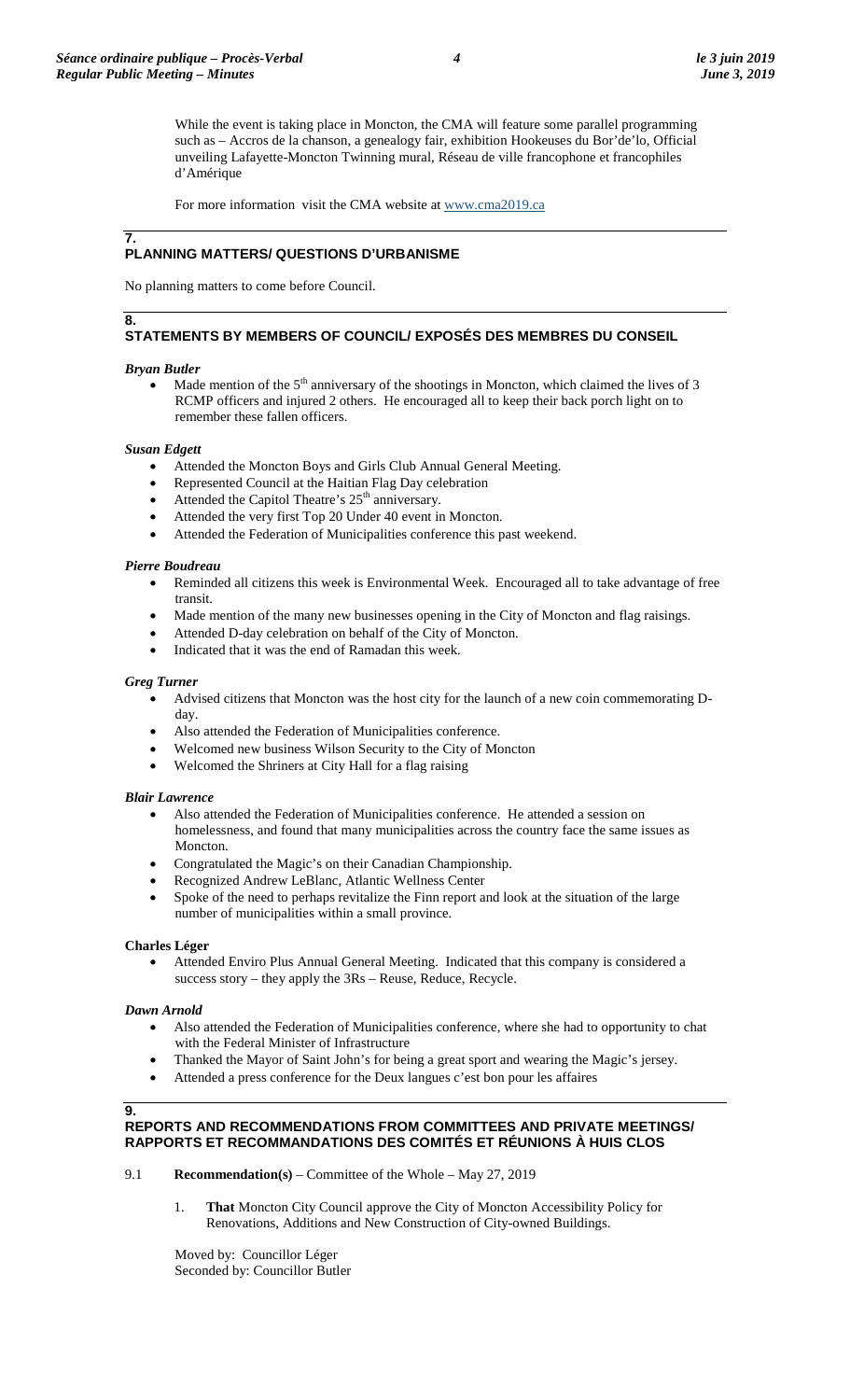While the event is taking place in Moncton, the CMA will feature some parallel programming such as – Accros de la chanson, a genealogy fair, exhibition Hookeuses du Bor'de'lo, Official unveiling Lafayette-Moncton Twinning mural, Réseau de ville francophone et francophiles d'Amérique

For more information visit the CMA website at www.cma2019.ca

## 7. PLANNING MATTERS/ QUESTIONS D'URBANISME

No planning matters to come before Council.

## 8. STATEMENTS BY MEMBERS OF COUNCIL/ EXPOSÉS DES MEMBRES DU CONSEIL

***Bryan Butler***

- Made mention of the 5th anniversary of the shootings in Moncton, which claimed the lives of 3 RCMP officers and injured 2 others. He encouraged all to keep their back porch light on to remember these fallen officers.

***Susan Edgett***

- Attended the Moncton Boys and Girls Club Annual General Meeting.
- Represented Council at the Haitian Flag Day celebration
- Attended the Capitol Theatre's 25th anniversary.
- Attended the very first Top 20 Under 40 event in Moncton.
- Attended the Federation of Municipalities conference this past weekend.

***Pierre Boudreau***

- Reminded all citizens this week is Environmental Week. Encouraged all to take advantage of free transit.
- Made mention of the many new businesses opening in the City of Moncton and flag raisings.
- Attended D-day celebration on behalf of the City of Moncton.
- Indicated that it was the end of Ramadan this week.

***Greg Turner***

- Advised citizens that Moncton was the host city for the launch of a new coin commemorating D-day.
- Also attended the Federation of Municipalities conference.
- Welcomed new business Wilson Security to the City of Moncton
- Welcomed the Shriners at City Hall for a flag raising

***Blair Lawrence***

- Also attended the Federation of Municipalities conference. He attended a session on homelessness, and found that many municipalities across the country face the same issues as Moncton.
- Congratulated the Magic's on their Canadian Championship.
- Recognized Andrew LeBlanc, Atlantic Wellness Center
- Spoke of the need to perhaps revitalize the Finn report and look at the situation of the large number of municipalities within a small province.

**Charles Léger**

- Attended Enviro Plus Annual General Meeting. Indicated that this company is considered a success story – they apply the 3Rs – Reuse, Reduce, Recycle.

***Dawn Arnold***

- Also attended the Federation of Municipalities conference, where she had to opportunity to chat with the Federal Minister of Infrastructure
- Thanked the Mayor of Saint John's for being a great sport and wearing the Magic's jersey.
- Attended a press conference for the Deux langues c'est bon pour les affaires

## 9. REPORTS AND RECOMMENDATIONS FROM COMMITTEES AND PRIVATE MEETINGS/ RAPPORTS ET RECOMMANDATIONS DES COMITÉS ET RÉUNIONS À HUIS CLOS

9.1 **Recommendation(s)** – Committee of the Whole – May 27, 2019

1. **That** Moncton City Council approve the City of Moncton Accessibility Policy for Renovations, Additions and New Construction of City-owned Buildings.

Moved by: Councillor Léger
Seconded by: Councillor Butler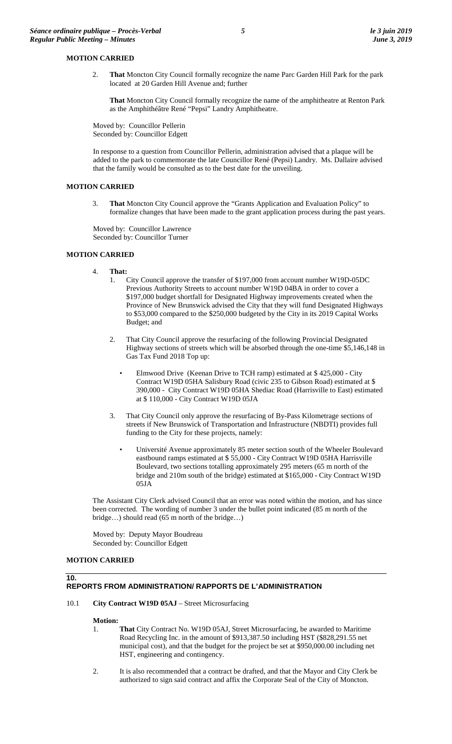**MOTION CARRIED**

2. **That** Moncton City Council formally recognize the name Parc Garden Hill Park for the park located at 20 Garden Hill Avenue and; further

   **That** Moncton City Council formally recognize the name of the amphitheatre at Renton Park as the Amphithéâtre René "Pepsi" Landry Amphitheatre.

Moved by: Councillor Pellerin
Seconded by: Councillor Edgett

In response to a question from Councillor Pellerin, administration advised that a plaque will be added to the park to commemorate the late Councillor René (Pepsi) Landry. Ms. Dallaire advised that the family would be consulted as to the best date for the unveiling.

**MOTION CARRIED**

3. **That** Moncton City Council approve the "Grants Application and Evaluation Policy" to formalize changes that have been made to the grant application process during the past years.

Moved by: Councillor Lawrence
Seconded by: Councillor Turner

**MOTION CARRIED**

4. **That:**
   1. City Council approve the transfer of $197,000 from account number W19D-05DC Previous Authority Streets to account number W19D 04BA in order to cover a $197,000 budget shortfall for Designated Highway improvements created when the Province of New Brunswick advised the City that they will fund Designated Highways to $53,000 compared to the $250,000 budgeted by the City in its 2019 Capital Works Budget; and

   2. That City Council approve the resurfacing of the following Provincial Designated Highway sections of streets which will be absorbed through the one-time $5,146,148 in Gas Tax Fund 2018 Top up:

      - Elmwood Drive (Keenan Drive to TCH ramp) estimated at $ 425,000 - City Contract W19D 05HA Salisbury Road (civic 235 to Gibson Road) estimated at $ 390,000 - City Contract W19D 05HA Shediac Road (Harrisville to East) estimated at $ 110,000 - City Contract W19D 05JA

   3. That City Council only approve the resurfacing of By-Pass Kilometrage sections of streets if New Brunswick of Transportation and Infrastructure (NBDTI) provides full funding to the City for these projects, namely:

      - Université Avenue approximately 85 meter section south of the Wheeler Boulevard eastbound ramps estimated at $ 55,000 - City Contract W19D 05HA Harrisville Boulevard, two sections totalling approximately 295 meters (65 m north of the bridge and 210m south of the bridge) estimated at $165,000 - City Contract W19D 05JA

The Assistant City Clerk advised Council that an error was noted within the motion, and has since been corrected. The wording of number 3 under the bullet point indicated (85 m north of the bridge…) should read (65 m north of the bridge…)

Moved by: Deputy Mayor Boudreau
Seconded by: Councillor Edgett

**MOTION CARRIED**

## 10. REPORTS FROM ADMINISTRATION/ RAPPORTS DE L'ADMINISTRATION

10.1 **City Contract W19D 05AJ** – Street Microsurfacing

**Motion:**

1. **That** City Contract No. W19D 05AJ, Street Microsurfacing, be awarded to Maritime Road Recycling Inc. in the amount of $913,387.50 including HST ($828,291.55 net municipal cost), and that the budget for the project be set at $950,000.00 including net HST, engineering and contingency.

2. It is also recommended that a contract be drafted, and that the Mayor and City Clerk be authorized to sign said contract and affix the Corporate Seal of the City of Moncton.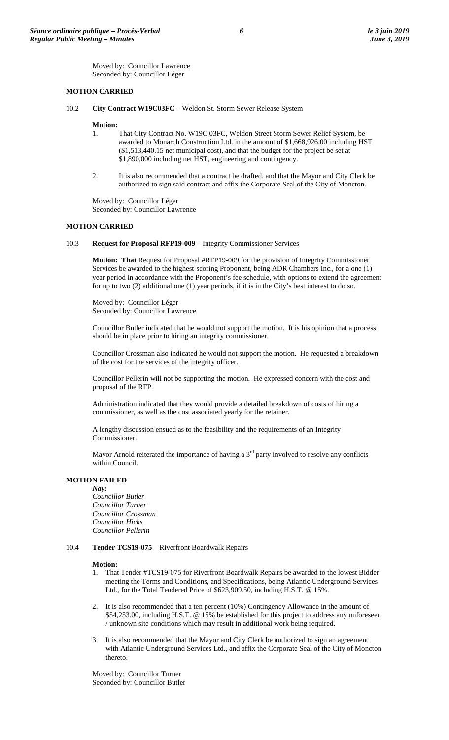Moved by: Councillor Lawrence
Seconded by: Councillor Léger

**MOTION CARRIED**

10.2 **City Contract W19C03FC** – Weldon St. Storm Sewer Release System

**Motion:**

1. That City Contract No. W19C 03FC, Weldon Street Storm Sewer Relief System, be awarded to Monarch Construction Ltd. in the amount of $1,668,926.00 including HST ($1,513,440.15 net municipal cost), and that the budget for the project be set at $1,890,000 including net HST, engineering and contingency.

2. It is also recommended that a contract be drafted, and that the Mayor and City Clerk be authorized to sign said contract and affix the Corporate Seal of the City of Moncton.

Moved by: Councillor Léger
Seconded by: Councillor Lawrence

**MOTION CARRIED**

10.3 **Request for Proposal RFP19-009** – Integrity Commissioner Services

**Motion: That** Request for Proposal #RFP19-009 for the provision of Integrity Commissioner Services be awarded to the highest-scoring Proponent, being ADR Chambers Inc., for a one (1) year period in accordance with the Proponent's fee schedule, with options to extend the agreement for up to two (2) additional one (1) year periods, if it is in the City's best interest to do so.

Moved by: Councillor Léger
Seconded by: Councillor Lawrence

Councillor Butler indicated that he would not support the motion. It is his opinion that a process should be in place prior to hiring an integrity commissioner.

Councillor Crossman also indicated he would not support the motion. He requested a breakdown of the cost for the services of the integrity officer.

Councillor Pellerin will not be supporting the motion. He expressed concern with the cost and proposal of the RFP.

Administration indicated that they would provide a detailed breakdown of costs of hiring a commissioner, as well as the cost associated yearly for the retainer.

A lengthy discussion ensued as to the feasibility and the requirements of an Integrity Commissioner.

Mayor Arnold reiterated the importance of having a 3rd party involved to resolve any conflicts within Council.

**MOTION FAILED**

***Nay:***
*Councillor Butler*
*Councillor Turner*
*Councillor Crossman*
*Councillor Hicks*
*Councillor Pellerin*

10.4 **Tender TCS19-075** – Riverfront Boardwalk Repairs

**Motion:**

1. That Tender #TCS19-075 for Riverfront Boardwalk Repairs be awarded to the lowest Bidder meeting the Terms and Conditions, and Specifications, being Atlantic Underground Services Ltd., for the Total Tendered Price of $623,909.50, including H.S.T. @ 15%.

2. It is also recommended that a ten percent (10%) Contingency Allowance in the amount of $54,253.00, including H.S.T. @ 15% be established for this project to address any unforeseen / unknown site conditions which may result in additional work being required.

3. It is also recommended that the Mayor and City Clerk be authorized to sign an agreement with Atlantic Underground Services Ltd., and affix the Corporate Seal of the City of Moncton thereto.

Moved by: Councillor Turner
Seconded by: Councillor Butler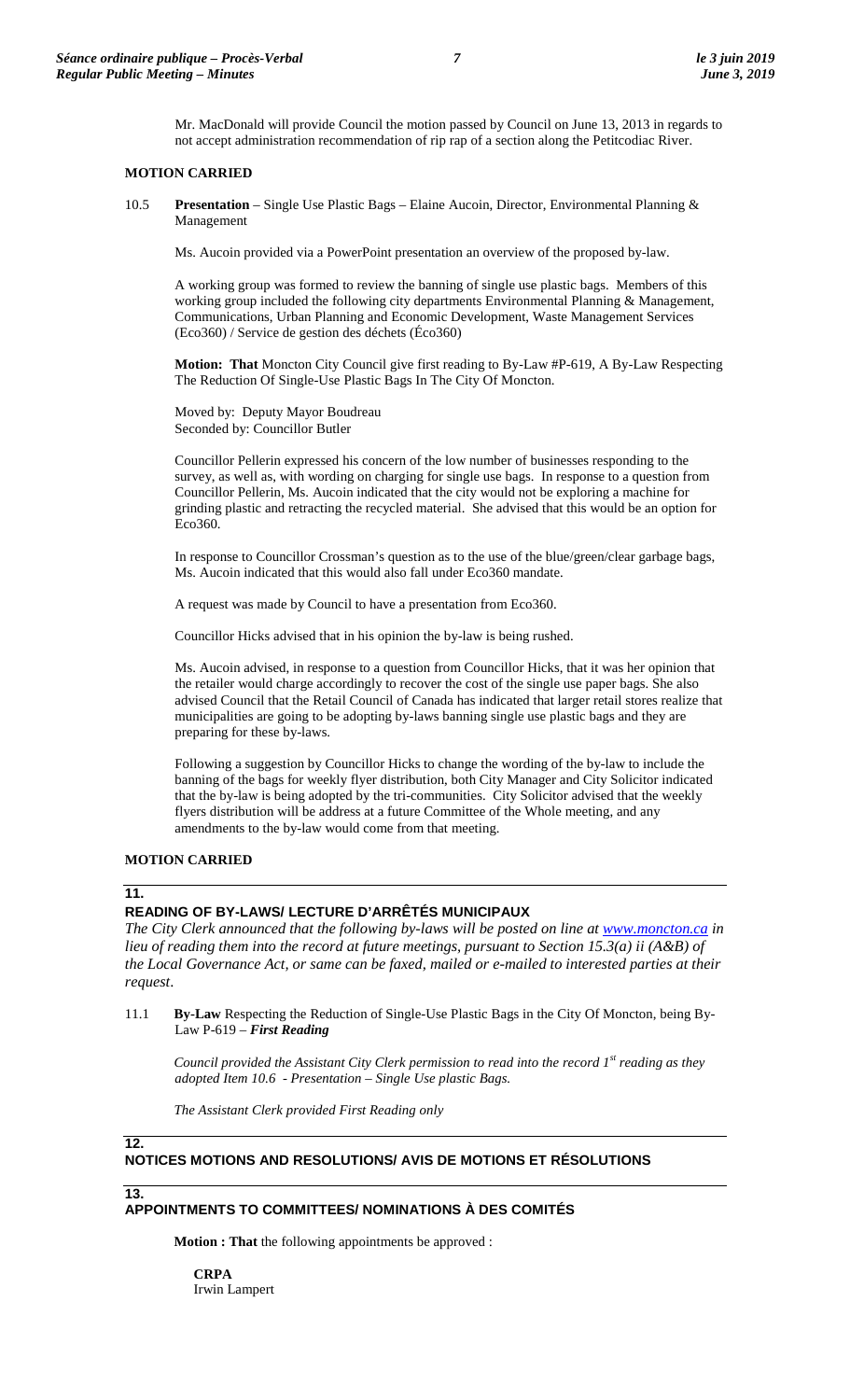Mr. MacDonald will provide Council the motion passed by Council on June 13, 2013 in regards to not accept administration recommendation of rip rap of a section along the Petitcodiac River.

**MOTION CARRIED**

10.5 **Presentation** – Single Use Plastic Bags – Elaine Aucoin, Director, Environmental Planning & Management

Ms. Aucoin provided via a PowerPoint presentation an overview of the proposed by-law.

A working group was formed to review the banning of single use plastic bags. Members of this working group included the following city departments Environmental Planning & Management, Communications, Urban Planning and Economic Development, Waste Management Services (Eco360) / Service de gestion des déchets (Éco360)

**Motion: That** Moncton City Council give first reading to By-Law #P-619, A By-Law Respecting The Reduction Of Single-Use Plastic Bags In The City Of Moncton.

Moved by: Deputy Mayor Boudreau
Seconded by: Councillor Butler

Councillor Pellerin expressed his concern of the low number of businesses responding to the survey, as well as, with wording on charging for single use bags. In response to a question from Councillor Pellerin, Ms. Aucoin indicated that the city would not be exploring a machine for grinding plastic and retracting the recycled material. She advised that this would be an option for Eco360.

In response to Councillor Crossman's question as to the use of the blue/green/clear garbage bags, Ms. Aucoin indicated that this would also fall under Eco360 mandate.

A request was made by Council to have a presentation from Eco360.

Councillor Hicks advised that in his opinion the by-law is being rushed.

Ms. Aucoin advised, in response to a question from Councillor Hicks, that it was her opinion that the retailer would charge accordingly to recover the cost of the single use paper bags. She also advised Council that the Retail Council of Canada has indicated that larger retail stores realize that municipalities are going to be adopting by-laws banning single use plastic bags and they are preparing for these by-laws.

Following a suggestion by Councillor Hicks to change the wording of the by-law to include the banning of the bags for weekly flyer distribution, both City Manager and City Solicitor indicated that the by-law is being adopted by the tri-communities. City Solicitor advised that the weekly flyers distribution will be address at a future Committee of the Whole meeting, and any amendments to the by-law would come from that meeting.

**MOTION CARRIED**

## 11. READING OF BY-LAWS/ LECTURE D'ARRÊTÉS MUNICIPAUX

*The City Clerk announced that the following by-laws will be posted on line at www.moncton.ca in lieu of reading them into the record at future meetings, pursuant to Section 15.3(a) ii (A&B) of the Local Governance Act, or same can be faxed, mailed or e-mailed to interested parties at their request.*

11.1 **By-Law** Respecting the Reduction of Single-Use Plastic Bags in the City Of Moncton, being By-Law P-619 – ***First Reading***

*Council provided the Assistant City Clerk permission to read into the record 1st reading as they adopted Item 10.6 - Presentation – Single Use plastic Bags.*

*The Assistant Clerk provided First Reading only*

## 12. NOTICES MOTIONS AND RESOLUTIONS/ AVIS DE MOTIONS ET RÉSOLUTIONS

## 13. APPOINTMENTS TO COMMITTEES/ NOMINATIONS À DES COMITÉS

**Motion : That** the following appointments be approved :

**CRPA**
Irwin Lampert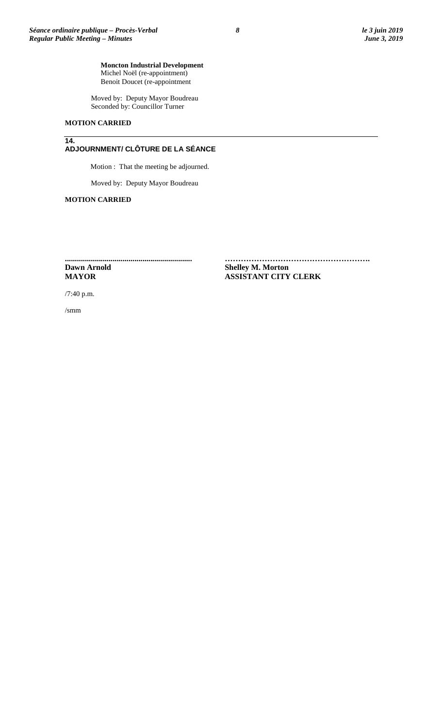**Moncton Industrial Development**
Michel Noël (re-appointment)
Benoit Doucet (re-appointment

Moved by: Deputy Mayor Boudreau
Seconded by: Councillor Turner

**MOTION CARRIED**

---

## 14. ADJOURNMENT/ CLÔTURE DE LA SÉANCE

Motion : That the meeting be adjourned.

Moved by: Deputy Mayor Boudreau

**MOTION CARRIED**

| | |
|---|---|
| ............................................................... | ………………………………………………. |
| **Dawn Arnold** | **Shelley M. Morton** |
| **MAYOR** | **ASSISTANT CITY CLERK** |

/7:40 p.m.

/smm